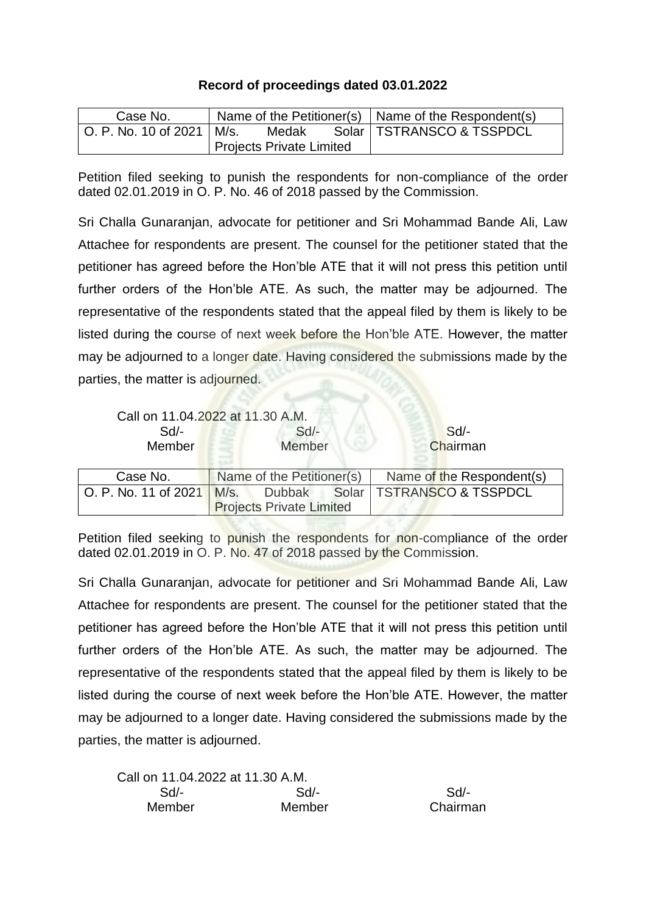**Record of proceedings dated 03.01.2022**

| Case No. | Name of the Petitioner(s) | Name of the Respondent(s) |
|---|---|---|
| O. P. No. 10 of 2021 | M/s. Medak Solar Projects Private Limited | TSTRANSCO & TSSPDCL |

Petition filed seeking to punish the respondents for non-compliance of the order dated 02.01.2019 in O. P. No. 46 of 2018 passed by the Commission.

Sri Challa Gunaranjan, advocate for petitioner and Sri Mohammad Bande Ali, Law Attachee for respondents are present. The counsel for the petitioner stated that the petitioner has agreed before the Hon'ble ATE that it will not press this petition until further orders of the Hon'ble ATE. As such, the matter may be adjourned. The representative of the respondents stated that the appeal filed by them is likely to be listed during the course of next week before the Hon'ble ATE. However, the matter may be adjourned to a longer date. Having considered the submissions made by the parties, the matter is adjourned.

Call on 11.04.2022 at 11.30 A.M.

| Sd/- | Sd/- | Sd/- |
|---|---|---|
| Member | Member | Chairman |

| Case No. | Name of the Petitioner(s) | Name of the Respondent(s) |
|---|---|---|
| O. P. No. 11 of 2021 | M/s. Dubbak Solar Projects Private Limited | TSTRANSCO & TSSPDCL |

Petition filed seeking to punish the respondents for non-compliance of the order dated 02.01.2019 in O. P. No. 47 of 2018 passed by the Commission.

Sri Challa Gunaranjan, advocate for petitioner and Sri Mohammad Bande Ali, Law Attachee for respondents are present. The counsel for the petitioner stated that the petitioner has agreed before the Hon'ble ATE that it will not press this petition until further orders of the Hon'ble ATE. As such, the matter may be adjourned. The representative of the respondents stated that the appeal filed by them is likely to be listed during the course of next week before the Hon'ble ATE. However, the matter may be adjourned to a longer date. Having considered the submissions made by the parties, the matter is adjourned.

Call on 11.04.2022 at 11.30 A.M.

| Sd/- | Sd/- | Sd/- |
|---|---|---|
| Member | Member | Chairman |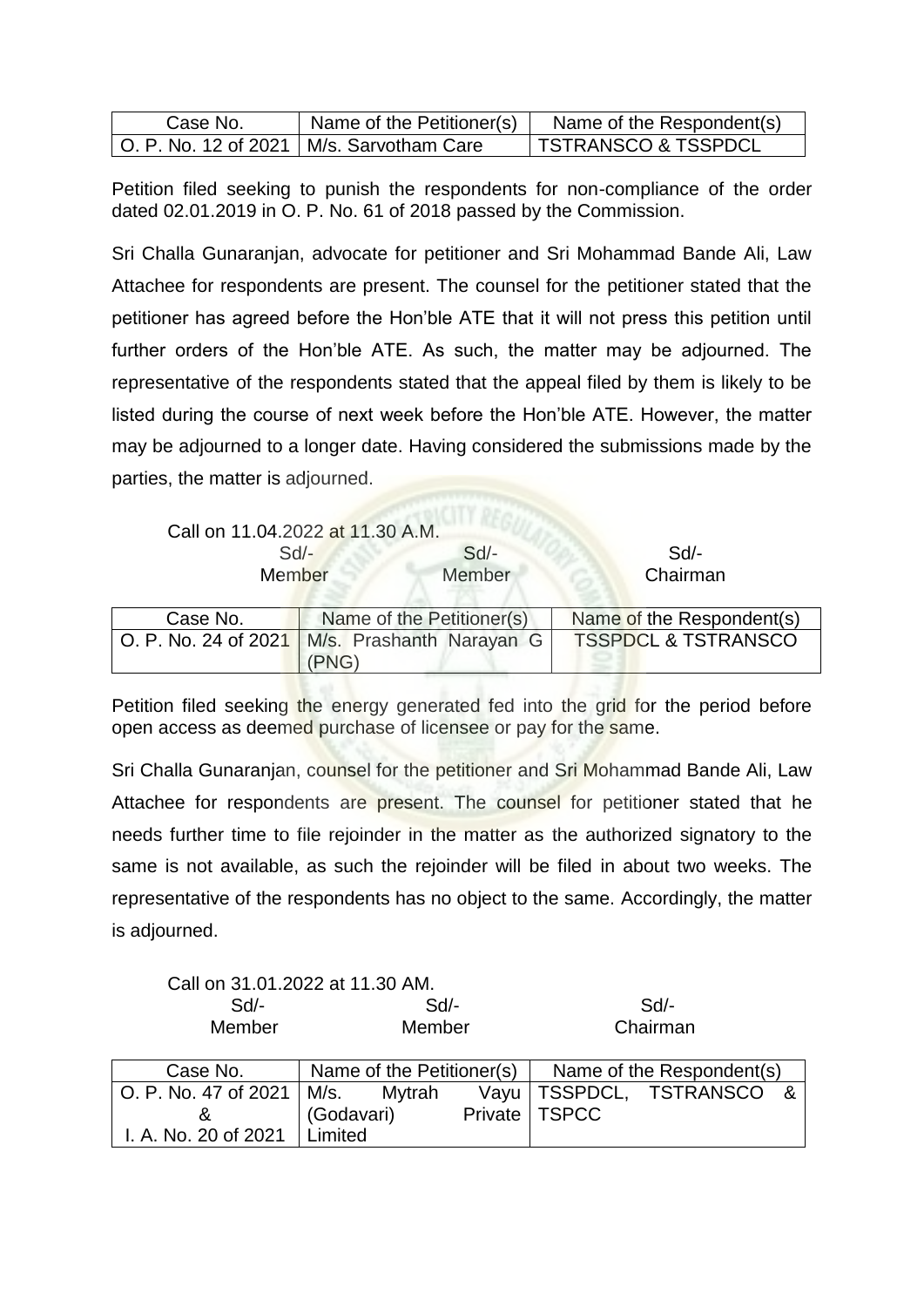| Case No. | Name of the Petitioner(s) | Name of the Respondent(s) |
|---|---|---|
| O. P. No. 12 of 2021 | M/s. Sarvotham Care | TSTRANSCO & TSSPDCL |

Petition filed seeking to punish the respondents for non-compliance of the order dated 02.01.2019 in O. P. No. 61 of 2018 passed by the Commission.

Sri Challa Gunaranjan, advocate for petitioner and Sri Mohammad Bande Ali, Law Attachee for respondents are present. The counsel for the petitioner stated that the petitioner has agreed before the Hon'ble ATE that it will not press this petition until further orders of the Hon'ble ATE. As such, the matter may be adjourned. The representative of the respondents stated that the appeal filed by them is likely to be listed during the course of next week before the Hon'ble ATE. However, the matter may be adjourned to a longer date. Having considered the submissions made by the parties, the matter is adjourned.

Call on 11.04.2022 at 11.30 A.M.

| Sd/- | Sd/- | Sd/- |
|---|---|---|
| Member | Member | Chairman |

| Case No. | Name of the Petitioner(s) | Name of the Respondent(s) |
|---|---|---|
| O. P. No. 24 of 2021 | M/s. Prashanth Narayan G (PNG) | TSSPDCL & TSTRANSCO |

Petition filed seeking the energy generated fed into the grid for the period before open access as deemed purchase of licensee or pay for the same.

Sri Challa Gunaranjan, counsel for the petitioner and Sri Mohammad Bande Ali, Law Attachee for respondents are present. The counsel for petitioner stated that he needs further time to file rejoinder in the matter as the authorized signatory to the same is not available, as such the rejoinder will be filed in about two weeks. The representative of the respondents has no object to the same. Accordingly, the matter is adjourned.

Call on 31.01.2022 at 11.30 AM.

| Sd/- | Sd/- | Sd/- |
|---|---|---|
| Member | Member | Chairman |

| Case No. | Name of the Petitioner(s) | Name of the Respondent(s) |
|---|---|---|
| O. P. No. 47 of 2021 & I. A. No. 20 of 2021 | M/s. Mytrah Vayu (Godavari) Private Limited | TSSPDCL, TSTRANSCO & TSPCC |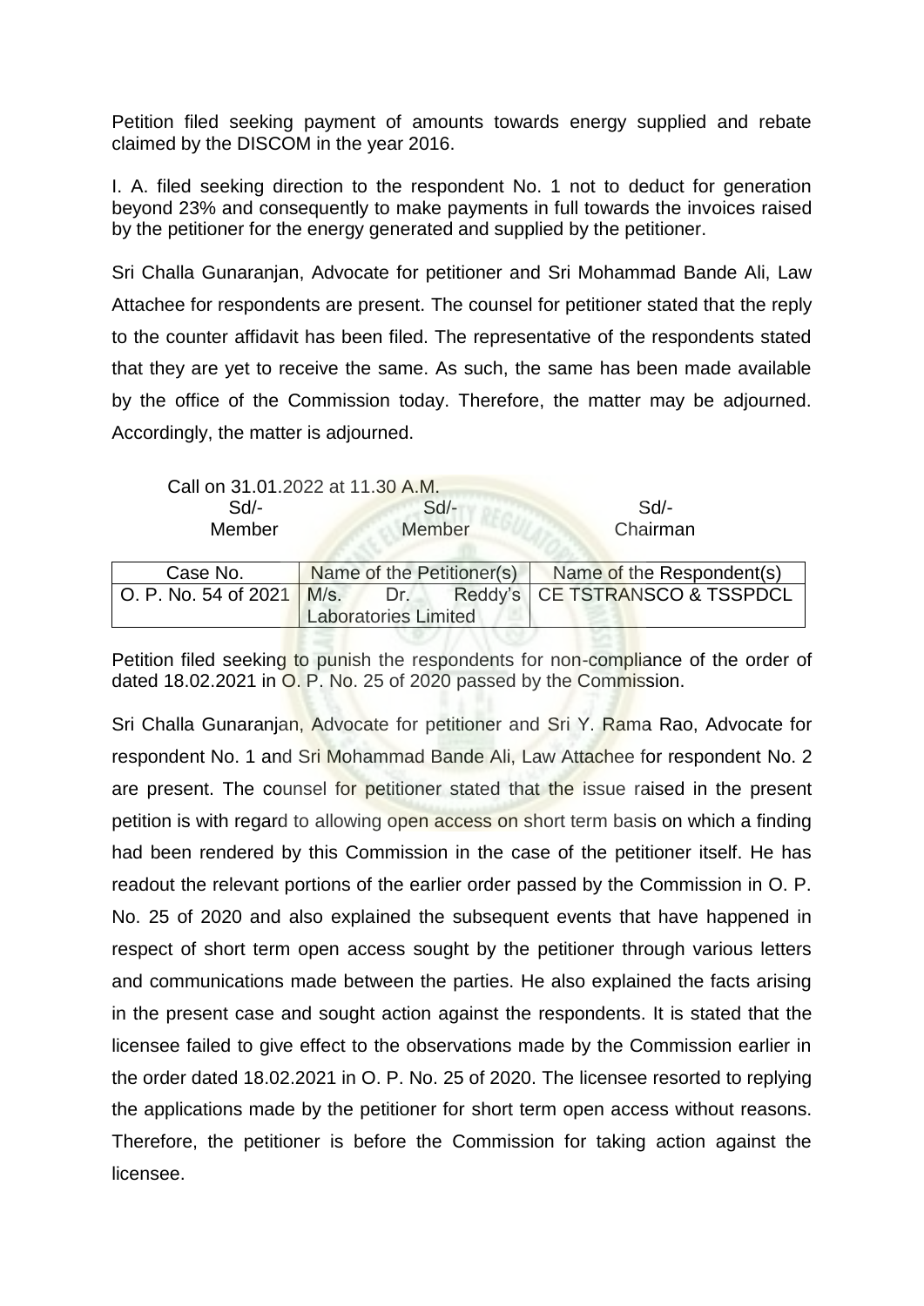Petition filed seeking payment of amounts towards energy supplied and rebate claimed by the DISCOM in the year 2016.

I. A. filed seeking direction to the respondent No. 1 not to deduct for generation beyond 23% and consequently to make payments in full towards the invoices raised by the petitioner for the energy generated and supplied by the petitioner.

Sri Challa Gunaranjan, Advocate for petitioner and Sri Mohammad Bande Ali, Law Attachee for respondents are present. The counsel for petitioner stated that the reply to the counter affidavit has been filed. The representative of the respondents stated that they are yet to receive the same. As such, the same has been made available by the office of the Commission today. Therefore, the matter may be adjourned. Accordingly, the matter is adjourned.

Call on 31.01.2022 at 11.30 A.M.

| Sd/- | Sd/- | Sd/- |
|---|---|---|
| Member | Member | Chairman |

| Case No. | Name of the Petitioner(s) | Name of the Respondent(s) |
|---|---|---|
| O. P. No. 54 of 2021 | M/s. Dr. Reddy's Laboratories Limited | CE TSTRANSCO & TSSPDCL |

Petition filed seeking to punish the respondents for non-compliance of the order of dated 18.02.2021 in O. P. No. 25 of 2020 passed by the Commission.

Sri Challa Gunaranjan, Advocate for petitioner and Sri Y. Rama Rao, Advocate for respondent No. 1 and Sri Mohammad Bande Ali, Law Attachee for respondent No. 2 are present. The counsel for petitioner stated that the issue raised in the present petition is with regard to allowing open access on short term basis on which a finding had been rendered by this Commission in the case of the petitioner itself. He has readout the relevant portions of the earlier order passed by the Commission in O. P. No. 25 of 2020 and also explained the subsequent events that have happened in respect of short term open access sought by the petitioner through various letters and communications made between the parties. He also explained the facts arising in the present case and sought action against the respondents. It is stated that the licensee failed to give effect to the observations made by the Commission earlier in the order dated 18.02.2021 in O. P. No. 25 of 2020. The licensee resorted to replying the applications made by the petitioner for short term open access without reasons. Therefore, the petitioner is before the Commission for taking action against the licensee.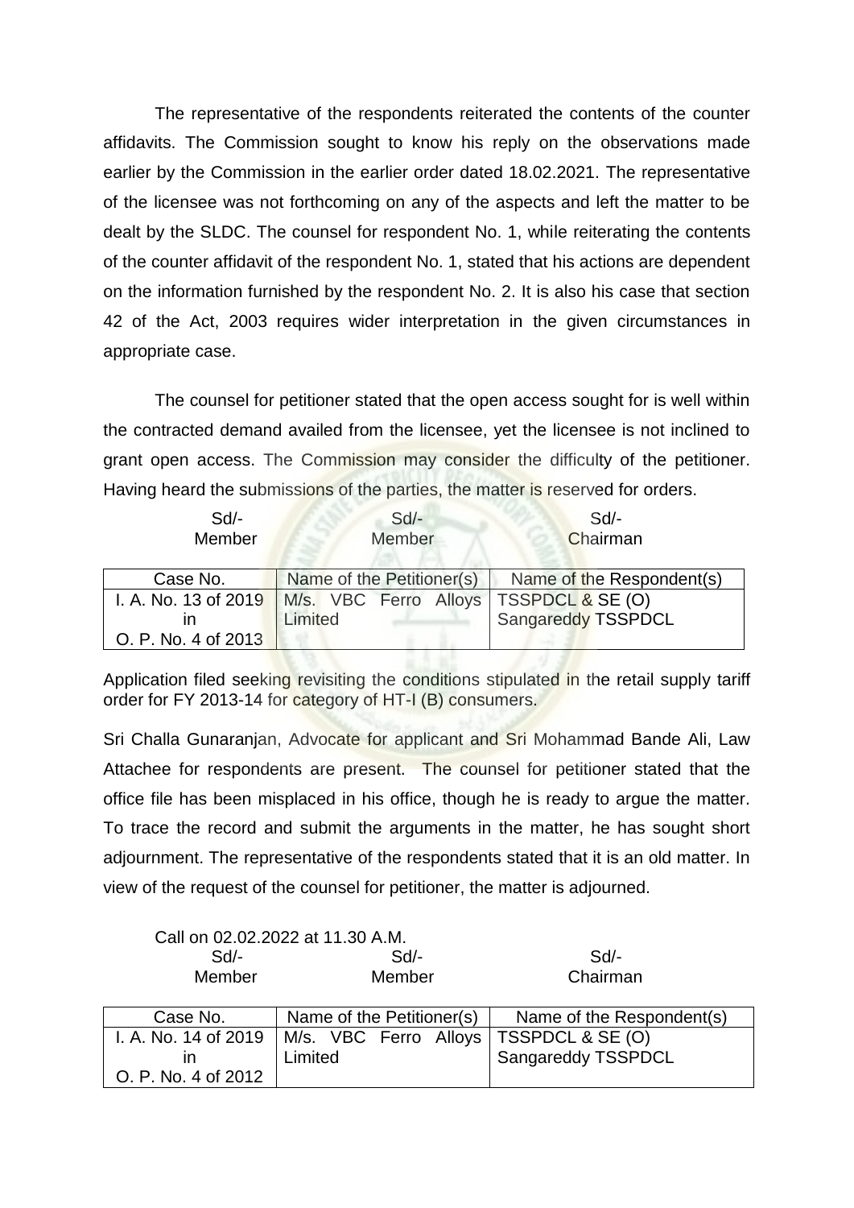The representative of the respondents reiterated the contents of the counter affidavits. The Commission sought to know his reply on the observations made earlier by the Commission in the earlier order dated 18.02.2021. The representative of the licensee was not forthcoming on any of the aspects and left the matter to be dealt by the SLDC. The counsel for respondent No. 1, while reiterating the contents of the counter affidavit of the respondent No. 1, stated that his actions are dependent on the information furnished by the respondent No. 2. It is also his case that section 42 of the Act, 2003 requires wider interpretation in the given circumstances in appropriate case.

The counsel for petitioner stated that the open access sought for is well within the contracted demand availed from the licensee, yet the licensee is not inclined to grant open access. The Commission may consider the difficulty of the petitioner. Having heard the submissions of the parties, the matter is reserved for orders.

| Sd/- | Sd/- | Sd/- |
|---|---|---|
| Member | Member | Chairman |

| Case No. | Name of the Petitioner(s) | Name of the Respondent(s) |
|---|---|---|
| I. A. No. 13 of 2019 in O. P. No. 4 of 2013 | M/s. VBC Ferro Alloys Limited | TSSPDCL & SE (O) Sangareddy TSSPDCL |

Application filed seeking revisiting the conditions stipulated in the retail supply tariff order for FY 2013-14 for category of HT-I (B) consumers.

Sri Challa Gunaranjan, Advocate for applicant and Sri Mohammad Bande Ali, Law Attachee for respondents are present. The counsel for petitioner stated that the office file has been misplaced in his office, though he is ready to argue the matter. To trace the record and submit the arguments in the matter, he has sought short adjournment. The representative of the respondents stated that it is an old matter. In view of the request of the counsel for petitioner, the matter is adjourned.

Call on 02.02.2022 at 11.30 A.M.

| Sd/- | Sd/- | Sd/- |
|---|---|---|
| Member | Member | Chairman |

| Case No. | Name of the Petitioner(s) | Name of the Respondent(s) |
|---|---|---|
| I. A. No. 14 of 2019 in O. P. No. 4 of 2012 | M/s. VBC Ferro Alloys Limited | TSSPDCL & SE (O) Sangareddy TSSPDCL |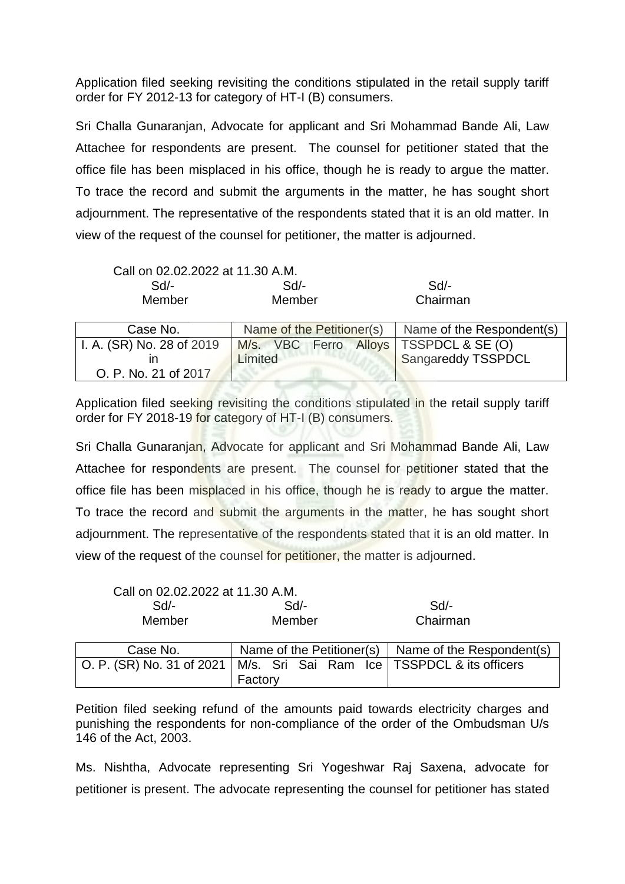Application filed seeking revisiting the conditions stipulated in the retail supply tariff order for FY 2012-13 for category of HT-I (B) consumers.

Sri Challa Gunaranjan, Advocate for applicant and Sri Mohammad Bande Ali, Law Attachee for respondents are present. The counsel for petitioner stated that the office file has been misplaced in his office, though he is ready to argue the matter. To trace the record and submit the arguments in the matter, he has sought short adjournment. The representative of the respondents stated that it is an old matter. In view of the request of the counsel for petitioner, the matter is adjourned.

Call on 02.02.2022 at 11.30 A.M.

| Sd/- | Sd/- | Sd/- |
|---|---|---|
| Member | Member | Chairman |

| Case No. | Name of the Petitioner(s) | Name of the Respondent(s) |
|---|---|---|
| I. A. (SR) No. 28 of 2019 in O. P. No. 21 of 2017 | M/s. VBC Ferro Alloys Limited | TSSPDCL & SE (O) Sangareddy TSSPDCL |

Application filed seeking revisiting the conditions stipulated in the retail supply tariff order for FY 2018-19 for category of HT-I (B) consumers.

Sri Challa Gunaranjan, Advocate for applicant and Sri Mohammad Bande Ali, Law Attachee for respondents are present. The counsel for petitioner stated that the office file has been misplaced in his office, though he is ready to argue the matter. To trace the record and submit the arguments in the matter, he has sought short adjournment. The representative of the respondents stated that it is an old matter. In view of the request of the counsel for petitioner, the matter is adjourned.

Call on 02.02.2022 at 11.30 A.M.

| Sd/- | Sd/- | Sd/- |
|---|---|---|
| Member | Member | Chairman |

| Case No. | Name of the Petitioner(s) | Name of the Respondent(s) |
|---|---|---|
| O. P. (SR) No. 31 of 2021 | M/s. Sri Sai Ram Ice Factory | TSSPDCL & its officers |

Petition filed seeking refund of the amounts paid towards electricity charges and punishing the respondents for non-compliance of the order of the Ombudsman U/s 146 of the Act, 2003.

Ms. Nishtha, Advocate representing Sri Yogeshwar Raj Saxena, advocate for petitioner is present. The advocate representing the counsel for petitioner has stated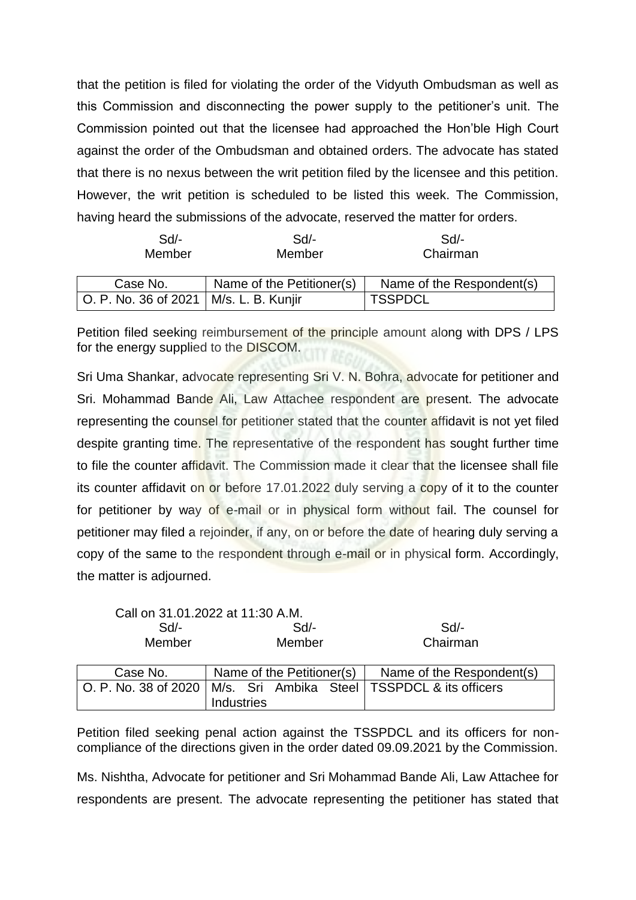that the petition is filed for violating the order of the Vidyuth Ombudsman as well as this Commission and disconnecting the power supply to the petitioner's unit. The Commission pointed out that the licensee had approached the Hon'ble High Court against the order of the Ombudsman and obtained orders. The advocate has stated that there is no nexus between the writ petition filed by the licensee and this petition. However, the writ petition is scheduled to be listed this week. The Commission, having heard the submissions of the advocate, reserved the matter for orders.

| Sd/- | Sd/- | Sd/- |
|---|---|---|
| Member | Member | Chairman |

| Case No. | Name of the Petitioner(s) | Name of the Respondent(s) |
|---|---|---|
| O. P. No. 36 of 2021 | M/s. L. B. Kunjir | TSSPDCL |

Petition filed seeking reimbursement of the principle amount along with DPS / LPS for the energy supplied to the DISCOM.

Sri Uma Shankar, advocate representing Sri V. N. Bohra, advocate for petitioner and Sri. Mohammad Bande Ali, Law Attachee respondent are present. The advocate representing the counsel for petitioner stated that the counter affidavit is not yet filed despite granting time. The representative of the respondent has sought further time to file the counter affidavit. The Commission made it clear that the licensee shall file its counter affidavit on or before 17.01.2022 duly serving a copy of it to the counter for petitioner by way of e-mail or in physical form without fail. The counsel for petitioner may filed a rejoinder, if any, on or before the date of hearing duly serving a copy of the same to the respondent through e-mail or in physical form. Accordingly, the matter is adjourned.

Call on 31.01.2022 at 11:30 A.M.

| Sd/- | Sd/- | Sd/- |
|---|---|---|
| Member | Member | Chairman |

| Case No. | Name of the Petitioner(s) | Name of the Respondent(s) |
|---|---|---|
| O. P. No. 38 of 2020 | M/s. Sri Ambika Steel Industries | TSSPDCL & its officers |

Petition filed seeking penal action against the TSSPDCL and its officers for non-compliance of the directions given in the order dated 09.09.2021 by the Commission.

Ms. Nishtha, Advocate for petitioner and Sri Mohammad Bande Ali, Law Attachee for respondents are present. The advocate representing the petitioner has stated that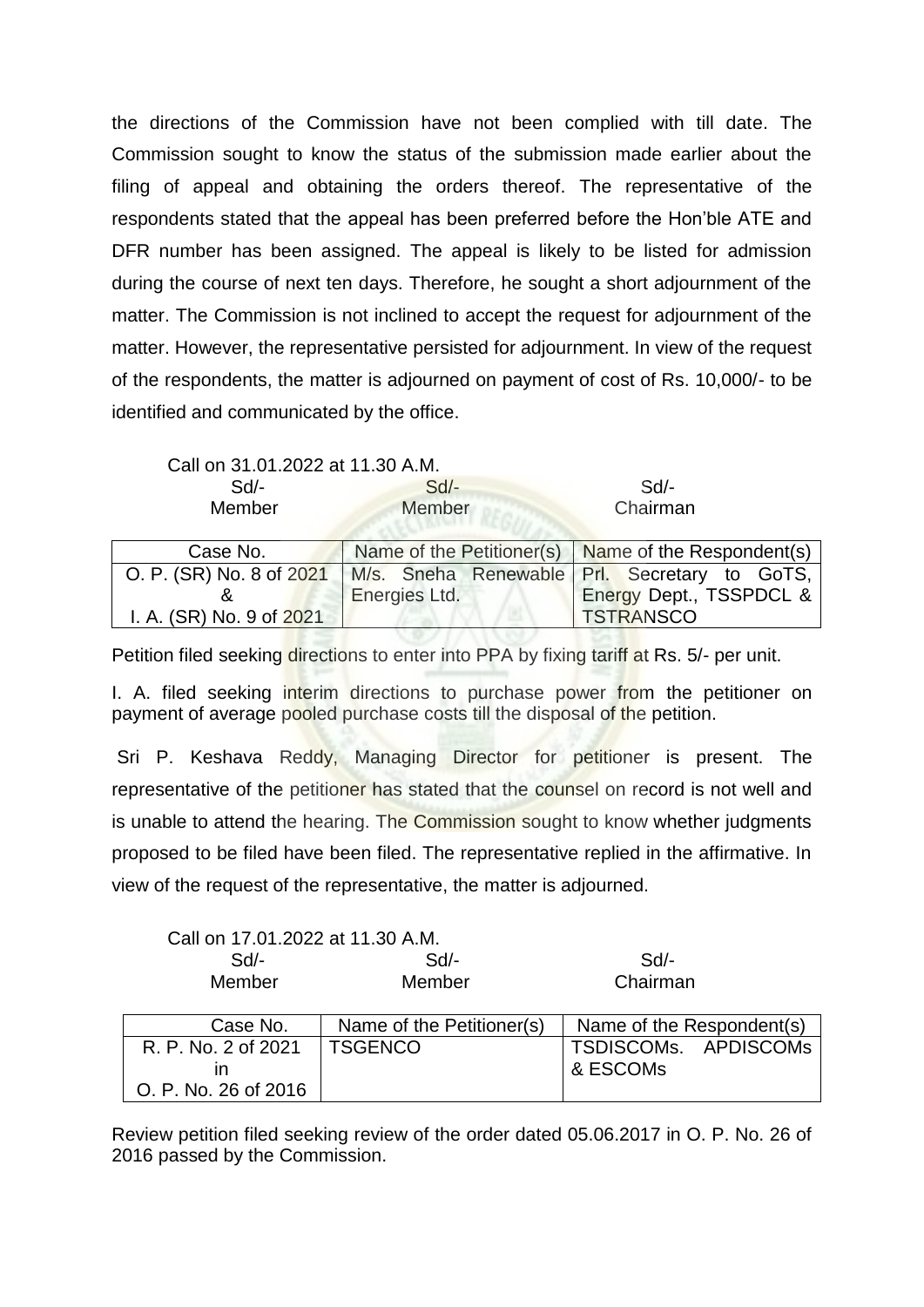the directions of the Commission have not been complied with till date. The Commission sought to know the status of the submission made earlier about the filing of appeal and obtaining the orders thereof. The representative of the respondents stated that the appeal has been preferred before the Hon'ble ATE and DFR number has been assigned. The appeal is likely to be listed for admission during the course of next ten days. Therefore, he sought a short adjournment of the matter. The Commission is not inclined to accept the request for adjournment of the matter. However, the representative persisted for adjournment. In view of the request of the respondents, the matter is adjourned on payment of cost of Rs. 10,000/- to be identified and communicated by the office.

Call on 31.01.2022 at 11.30 A.M.

| Sd/- | Sd/- | Sd/- |
|---|---|---|
| Member | Member | Chairman |

| Case No. | Name of the Petitioner(s) | Name of the Respondent(s) |
|---|---|---|
| O. P. (SR) No. 8 of 2021 & I. A. (SR) No. 9 of 2021 | M/s. Sneha Renewable Energies Ltd. | Prl. Secretary to GoTS, Energy Dept., TSSPDCL & TSTRANSCO |

Petition filed seeking directions to enter into PPA by fixing tariff at Rs. 5/- per unit.

I. A. filed seeking interim directions to purchase power from the petitioner on payment of average pooled purchase costs till the disposal of the petition.

Sri P. Keshava Reddy, Managing Director for petitioner is present. The representative of the petitioner has stated that the counsel on record is not well and is unable to attend the hearing. The Commission sought to know whether judgments proposed to be filed have been filed. The representative replied in the affirmative. In view of the request of the representative, the matter is adjourned.

Call on 17.01.2022 at 11.30 A.M.

| Sd/- | Sd/- | Sd/- |
|---|---|---|
| Member | Member | Chairman |

| Case No. | Name of the Petitioner(s) | Name of the Respondent(s) |
|---|---|---|
| R. P. No. 2 of 2021 in O. P. No. 26 of 2016 | TSGENCO | TSDISCOMs. APDISCOMs & ESCOMs |

Review petition filed seeking review of the order dated 05.06.2017 in O. P. No. 26 of 2016 passed by the Commission.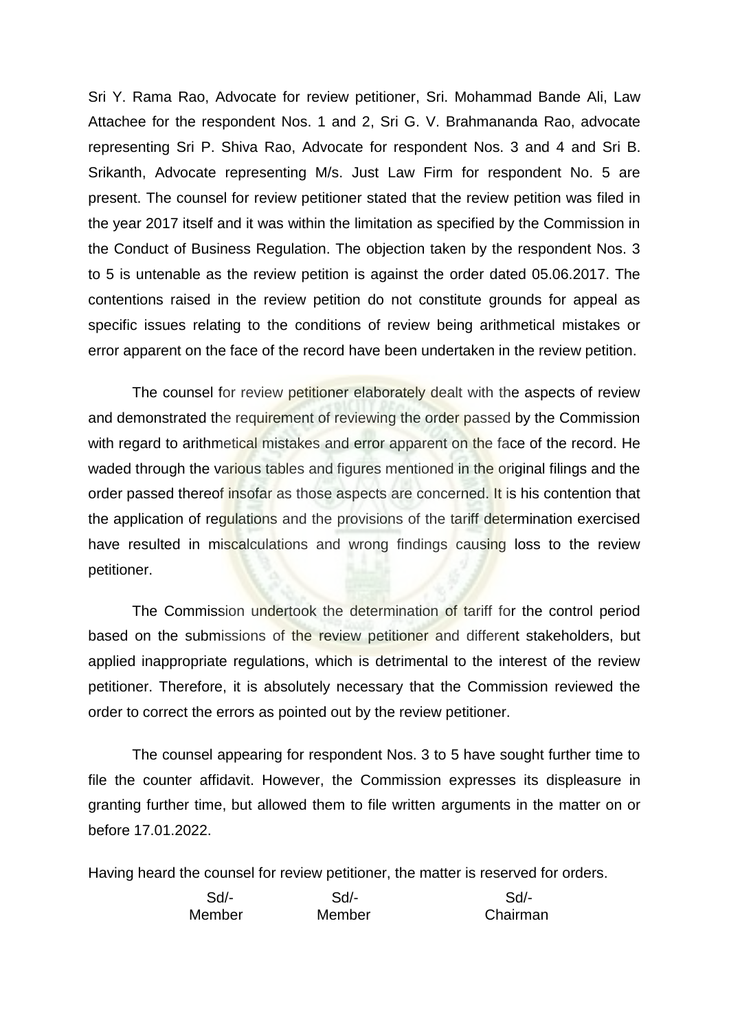Sri Y. Rama Rao, Advocate for review petitioner, Sri. Mohammad Bande Ali, Law Attachee for the respondent Nos. 1 and 2, Sri G. V. Brahmananda Rao, advocate representing Sri P. Shiva Rao, Advocate for respondent Nos. 3 and 4 and Sri B. Srikanth, Advocate representing M/s. Just Law Firm for respondent No. 5 are present. The counsel for review petitioner stated that the review petition was filed in the year 2017 itself and it was within the limitation as specified by the Commission in the Conduct of Business Regulation. The objection taken by the respondent Nos. 3 to 5 is untenable as the review petition is against the order dated 05.06.2017. The contentions raised in the review petition do not constitute grounds for appeal as specific issues relating to the conditions of review being arithmetical mistakes or error apparent on the face of the record have been undertaken in the review petition.

The counsel for review petitioner elaborately dealt with the aspects of review and demonstrated the requirement of reviewing the order passed by the Commission with regard to arithmetical mistakes and error apparent on the face of the record. He waded through the various tables and figures mentioned in the original filings and the order passed thereof insofar as those aspects are concerned. It is his contention that the application of regulations and the provisions of the tariff determination exercised have resulted in miscalculations and wrong findings causing loss to the review petitioner.

The Commission undertook the determination of tariff for the control period based on the submissions of the review petitioner and different stakeholders, but applied inappropriate regulations, which is detrimental to the interest of the review petitioner. Therefore, it is absolutely necessary that the Commission reviewed the order to correct the errors as pointed out by the review petitioner.

The counsel appearing for respondent Nos. 3 to 5 have sought further time to file the counter affidavit. However, the Commission expresses its displeasure in granting further time, but allowed them to file written arguments in the matter on or before 17.01.2022.

Having heard the counsel for review petitioner, the matter is reserved for orders.

| Sd/- | Sd/- | Sd/- |
|---|---|---|
| Member | Member | Chairman |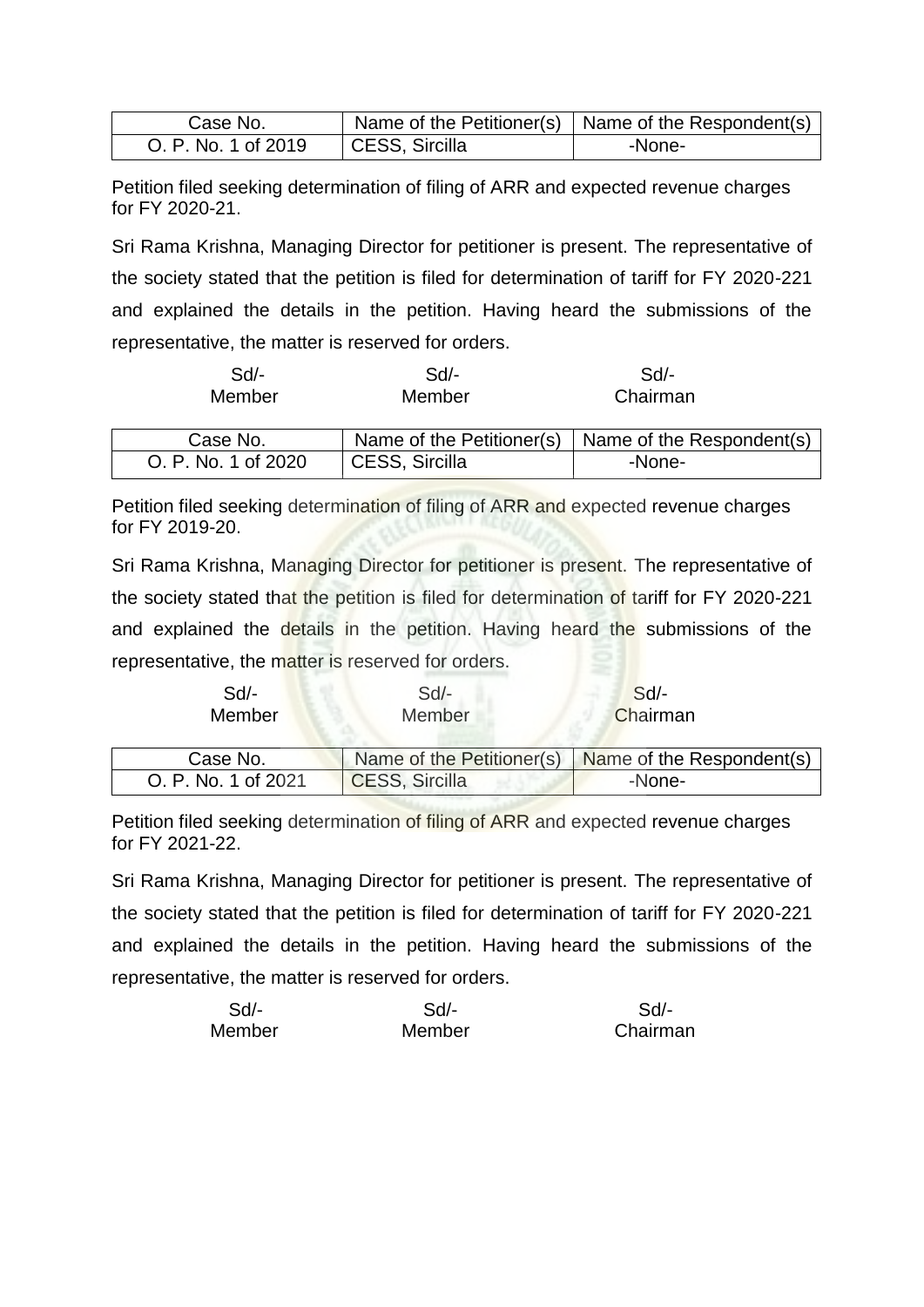| Case No. | Name of the Petitioner(s) | Name of the Respondent(s) |
|---|---|---|
| O. P. No. 1 of 2019 | CESS, Sircilla | -None- |

Petition filed seeking determination of filing of ARR and expected revenue charges for FY 2020-21.

Sri Rama Krishna, Managing Director for petitioner is present. The representative of the society stated that the petition is filed for determination of tariff for FY 2020-221 and explained the details in the petition. Having heard the submissions of the representative, the matter is reserved for orders.

| Sd/- | Sd/- | Sd/- |
|---|---|---|
| Member | Member | Chairman |

| Case No. | Name of the Petitioner(s) | Name of the Respondent(s) |
|---|---|---|
| O. P. No. 1 of 2020 | CESS, Sircilla | -None- |

Petition filed seeking determination of filing of ARR and expected revenue charges for FY 2019-20.

Sri Rama Krishna, Managing Director for petitioner is present. The representative of the society stated that the petition is filed for determination of tariff for FY 2020-221 and explained the details in the petition. Having heard the submissions of the representative, the matter is reserved for orders.

| Sd/- | Sd/- | Sd/- |
|---|---|---|
| Member | Member | Chairman |

| Case No. | Name of the Petitioner(s) | Name of the Respondent(s) |
|---|---|---|
| O. P. No. 1 of 2021 | CESS, Sircilla | -None- |

Petition filed seeking determination of filing of ARR and expected revenue charges for FY 2021-22.

Sri Rama Krishna, Managing Director for petitioner is present. The representative of the society stated that the petition is filed for determination of tariff for FY 2020-221 and explained the details in the petition. Having heard the submissions of the representative, the matter is reserved for orders.

| Sd/- | Sd/- | Sd/- |
|---|---|---|
| Member | Member | Chairman |